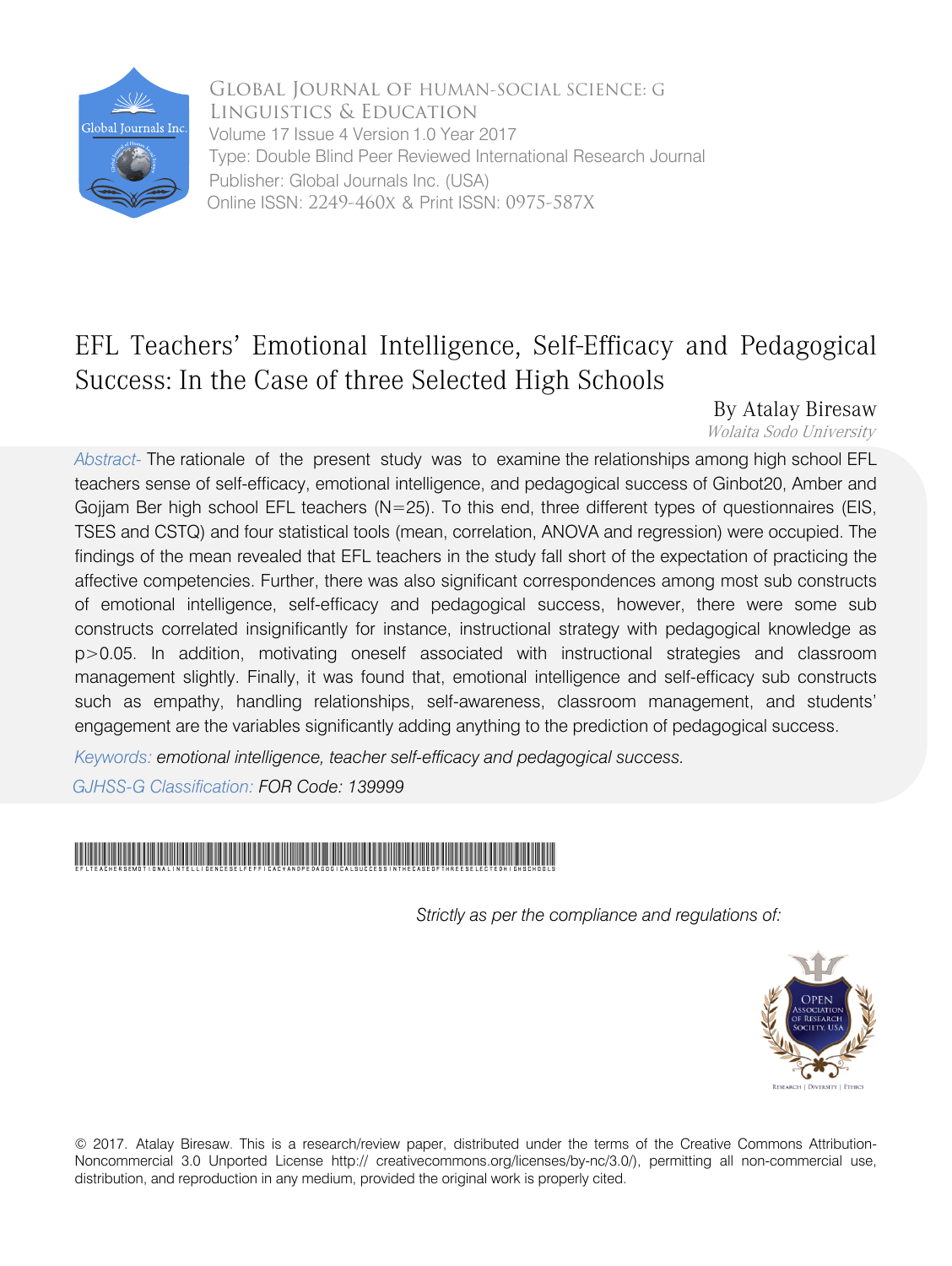Global Journal of Human-Social Science: G Linguistics & Education

Volume 17 Issue 4 Version 1.0 Year 2017

Type: Double Blind Peer Reviewed International Research Journal

Publisher: Global Journals Inc. (USA)

Online ISSN: 2249-460X & Print ISSN: 0975-587X

# EFL Teachers' Emotional Intelligence, Self-Efficacy and Pedagogical Success: In the Case of three Selected High Schools

By Atalay Biresaw

*Wolaita Sodo University*

*Abstract-* The rationale of the present study was to examine the relationships among high school EFL teachers sense of self-efficacy, emotional intelligence, and pedagogical success of Ginbot20, Amber and Gojjam Ber high school EFL teachers (N=25). To this end, three different types of questionnaires (EIS, TSES and CSTQ) and four statistical tools (mean, correlation, ANOVA and regression) were occupied. The findings of the mean revealed that EFL teachers in the study fall short of the expectation of practicing the affective competencies. Further, there was also significant correspondences among most sub constructs of emotional intelligence, self-efficacy and pedagogical success, however, there were some sub constructs correlated insignificantly for instance, instructional strategy with pedagogical knowledge as $p>0.05$. In addition, motivating oneself associated with instructional strategies and classroom management slightly. Finally, it was found that, emotional intelligence and self-efficacy sub constructs such as empathy, handling relationships, self-awareness, classroom management, and students' engagement are the variables significantly adding anything to the prediction of pedagogical success.

*Keywords: emotional intelligence, teacher self-efficacy and pedagogical success.*

*GJHSS-G Classification: FOR Code: 139999*

EFLTEACHERSEMOTIONALINTELLIGENCESELFEFFICACYANDPEDAGOGICALSUCCESSINTHECASEOFTHREESELECTEDHIGHSCHOOLS

*Strictly as per the compliance and regulations of:*

© 2017. Atalay Biresaw. This is a research/review paper, distributed under the terms of the Creative Commons Attribution-Noncommercial 3.0 Unported License http:// creativecommons.org/licenses/by-nc/3.0/), permitting all non-commercial use, distribution, and reproduction in any medium, provided the original work is properly cited.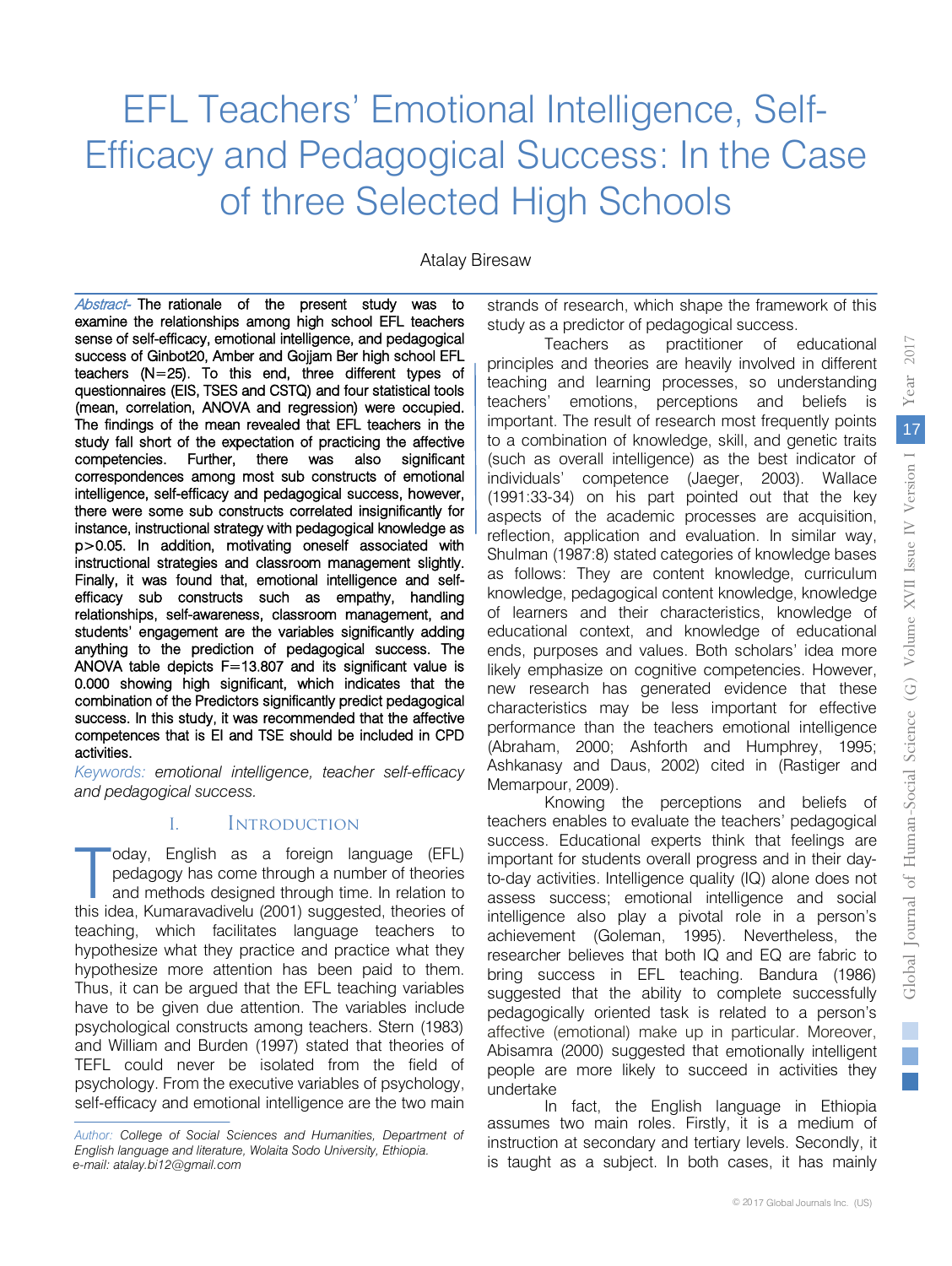# EFL Teachers' Emotional Intelligence, Self-Efficacy and Pedagogical Success: In the Case of three Selected High Schools

Atalay Biresaw

*Abstract-* The rationale of the present study was to examine the relationships among high school EFL teachers sense of self-efficacy, emotional intelligence, and pedagogical success of Ginbot20, Amber and Gojjam Ber high school EFL teachers (N=25). To this end, three different types of questionnaires (EIS, TSES and CSTQ) and four statistical tools (mean, correlation, ANOVA and regression) were occupied. The findings of the mean revealed that EFL teachers in the study fall short of the expectation of practicing the affective competencies. Further, there was also significant correspondences among most sub constructs of emotional intelligence, self-efficacy and pedagogical success, however, there were some sub constructs correlated insignificantly for instance, instructional strategy with pedagogical knowledge as $p>0.05$. In addition, motivating oneself associated with instructional strategies and classroom management slightly. Finally, it was found that, emotional intelligence and self-efficacy sub constructs such as empathy, handling relationships, self-awareness, classroom management, and students' engagement are the variables significantly adding anything to the prediction of pedagogical success. The ANOVA table depicts $F=13.807$ and its significant value is 0.000 showing high significant, which indicates that the combination of the Predictors significantly predict pedagogical success. In this study, it was recommended that the affective competences that is EI and TSE should be included in CPD activities.

*Keywords: emotional intelligence, teacher self-efficacy and pedagogical success.*

## I. Introduction

Today, English as a foreign language (EFL) pedagogy has come through a number of theories and methods designed through time. In relation to this idea, Kumaravadivelu (2001) suggested, theories of teaching, which facilitates language teachers to hypothesize what they practice and practice what they hypothesize more attention has been paid to them. Thus, it can be argued that the EFL teaching variables have to be given due attention. The variables include psychological constructs among teachers. Stern (1983) and William and Burden (1997) stated that theories of TEFL could never be isolated from the field of psychology. From the executive variables of psychology, self-efficacy and emotional intelligence are the two main strands of research, which shape the framework of this study as a predictor of pedagogical success.

Teachers as practitioner of educational principles and theories are heavily involved in different teaching and learning processes, so understanding teachers' emotions, perceptions and beliefs is important. The result of research most frequently points to a combination of knowledge, skill, and genetic traits (such as overall intelligence) as the best indicator of individuals' competence (Jaeger, 2003). Wallace (1991:33-34) on his part pointed out that the key aspects of the academic processes are acquisition, reflection, application and evaluation. In similar way, Shulman (1987:8) stated categories of knowledge bases as follows: They are content knowledge, curriculum knowledge, pedagogical content knowledge, knowledge of learners and their characteristics, knowledge of educational context, and knowledge of educational ends, purposes and values. Both scholars' idea more likely emphasize on cognitive competencies. However, new research has generated evidence that these characteristics may be less important for effective performance than the teachers emotional intelligence (Abraham, 2000; Ashforth and Humphrey, 1995; Ashkanasy and Daus, 2002) cited in (Rastiger and Memarpour, 2009).

Knowing the perceptions and beliefs of teachers enables to evaluate the teachers' pedagogical success. Educational experts think that feelings are important for students overall progress and in their day-to-day activities. Intelligence quality (IQ) alone does not assess success; emotional intelligence and social intelligence also play a pivotal role in a person's achievement (Goleman, 1995). Nevertheless, the researcher believes that both IQ and EQ are fabric to bring success in EFL teaching. Bandura (1986) suggested that the ability to complete successfully pedagogically oriented task is related to a person's affective (emotional) make up in particular. Moreover, Abisamra (2000) suggested that emotionally intelligent people are more likely to succeed in activities they undertake

In fact, the English language in Ethiopia assumes two main roles. Firstly, it is a medium of instruction at secondary and tertiary levels. Secondly, it is taught as a subject. In both cases, it has mainly

*Author: College of Social Sciences and Humanities, Department of English language and literature, Wolaita Sodo University, Ethiopia. e-mail: atalay.bi12@gmail.com*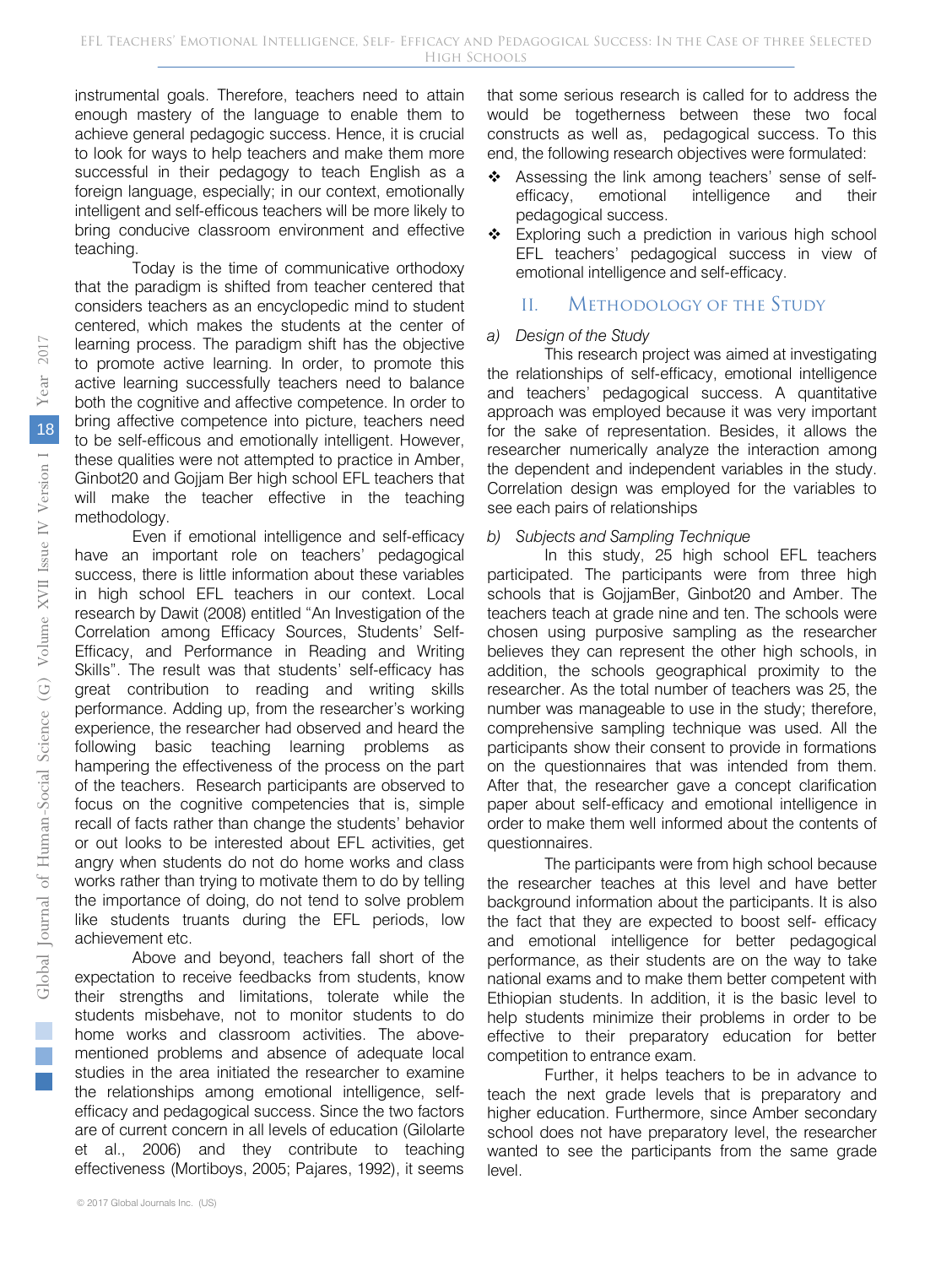instrumental goals. Therefore, teachers need to attain enough mastery of the language to enable them to achieve general pedagogic success. Hence, it is crucial to look for ways to help teachers and make them more successful in their pedagogy to teach English as a foreign language, especially; in our context, emotionally intelligent and self-efficous teachers will be more likely to bring conducive classroom environment and effective teaching.

Today is the time of communicative orthodoxy that the paradigm is shifted from teacher centered that considers teachers as an encyclopedic mind to student centered, which makes the students at the center of learning process. The paradigm shift has the objective to promote active learning. In order, to promote this active learning successfully teachers need to balance both the cognitive and affective competence. In order to bring affective competence into picture, teachers need to be self-efficous and emotionally intelligent. However, these qualities were not attempted to practice in Amber, Ginbot20 and Gojjam Ber high school EFL teachers that will make the teacher effective in the teaching methodology.

Even if emotional intelligence and self-efficacy have an important role on teachers' pedagogical success, there is little information about these variables in high school EFL teachers in our context. Local research by Dawit (2008) entitled "An Investigation of the Correlation among Efficacy Sources, Students' Self-Efficacy, and Performance in Reading and Writing Skills". The result was that students' self-efficacy has great contribution to reading and writing skills performance. Adding up, from the researcher's working experience, the researcher had observed and heard the following basic teaching learning problems as hampering the effectiveness of the process on the part of the teachers. Research participants are observed to focus on the cognitive competencies that is, simple recall of facts rather than change the students' behavior or out looks to be interested about EFL activities, get angry when students do not do home works and class works rather than trying to motivate them to do by telling the importance of doing, do not tend to solve problem like students truants during the EFL periods, low achievement etc.

Above and beyond, teachers fall short of the expectation to receive feedbacks from students, know their strengths and limitations, tolerate while the students misbehave, not to monitor students to do home works and classroom activities. The above-mentioned problems and absence of adequate local studies in the area initiated the researcher to examine the relationships among emotional intelligence, self-efficacy and pedagogical success. Since the two factors are of current concern in all levels of education (Gilolarte et al., 2006) and they contribute to teaching effectiveness (Mortiboys, 2005; Pajares, 1992), it seems that some serious research is called for to address the would be togetherness between these two focal constructs as well as, pedagogical success. To this end, the following research objectives were formulated:

- ❖ Assessing the link among teachers' sense of self-efficacy, emotional intelligence and their pedagogical success.
- ❖ Exploring such a prediction in various high school EFL teachers' pedagogical success in view of emotional intelligence and self-efficacy.

## II. Methodology of the Study

### *a) Design of the Study*

This research project was aimed at investigating the relationships of self-efficacy, emotional intelligence and teachers' pedagogical success. A quantitative approach was employed because it was very important for the sake of representation. Besides, it allows the researcher numerically analyze the interaction among the dependent and independent variables in the study. Correlation design was employed for the variables to see each pairs of relationships

### *b) Subjects and Sampling Technique*

In this study, 25 high school EFL teachers participated. The participants were from three high schools that is GojjamBer, Ginbot20 and Amber. The teachers teach at grade nine and ten. The schools were chosen using purposive sampling as the researcher believes they can represent the other high schools, in addition, the schools geographical proximity to the researcher. As the total number of teachers was 25, the number was manageable to use in the study; therefore, comprehensive sampling technique was used. All the participants show their consent to provide in formations on the questionnaires that was intended from them. After that, the researcher gave a concept clarification paper about self-efficacy and emotional intelligence in order to make them well informed about the contents of questionnaires.

The participants were from high school because the researcher teaches at this level and have better background information about the participants. It is also the fact that they are expected to boost self- efficacy and emotional intelligence for better pedagogical performance, as their students are on the way to take national exams and to make them better competent with Ethiopian students. In addition, it is the basic level to help students minimize their problems in order to be effective to their preparatory education for better competition to entrance exam.

Further, it helps teachers to be in advance to teach the next grade levels that is preparatory and higher education. Furthermore, since Amber secondary school does not have preparatory level, the researcher wanted to see the participants from the same grade level.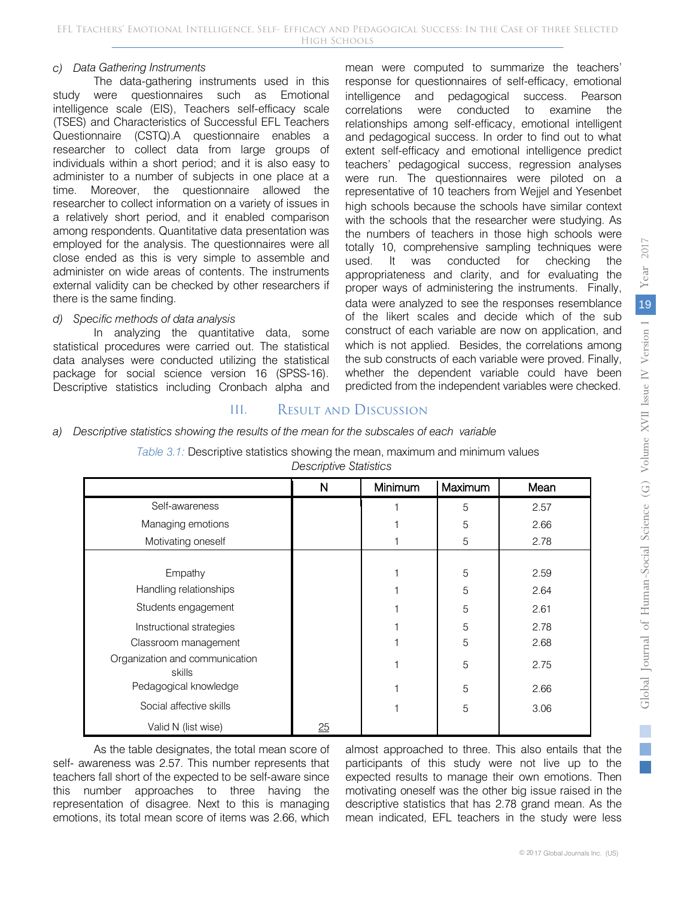*c) Data Gathering Instruments*

The data-gathering instruments used in this study were questionnaires such as Emotional intelligence scale (EIS), Teachers self-efficacy scale (TSES) and Characteristics of Successful EFL Teachers Questionnaire (CSTQ).A questionnaire enables a researcher to collect data from large groups of individuals within a short period; and it is also easy to administer to a number of subjects in one place at a time. Moreover, the questionnaire allowed the researcher to collect information on a variety of issues in a relatively short period, and it enabled comparison among respondents. Quantitative data presentation was employed for the analysis. The questionnaires were all close ended as this is very simple to assemble and administer on wide areas of contents. The instruments external validity can be checked by other researchers if there is the same finding.

*d) Specific methods of data analysis*

In analyzing the quantitative data, some statistical procedures were carried out. The statistical data analyses were conducted utilizing the statistical package for social science version 16 (SPSS-16). Descriptive statistics including Cronbach alpha and mean were computed to summarize the teachers' response for questionnaires of self-efficacy, emotional intelligence and pedagogical success. Pearson correlations were conducted to examine the relationships among self-efficacy, emotional intelligent and pedagogical success. In order to find out to what extent self-efficacy and emotional intelligence predict teachers' pedagogical success, regression analyses were run. The questionnaires were piloted on a representative of 10 teachers from Wejjel and Yesenbet high schools because the schools have similar context with the schools that the researcher were studying. As the numbers of teachers in those high schools were totally 10, comprehensive sampling techniques were used. It was conducted for checking the appropriateness and clarity, and for evaluating the proper ways of administering the instruments. Finally, data were analyzed to see the responses resemblance of the likert scales and decide which of the sub construct of each variable are now on application, and which is not applied. Besides, the correlations among the sub constructs of each variable were proved. Finally, whether the dependent variable could have been predicted from the independent variables were checked.

# III. Result and Discussion

*a) Descriptive statistics showing the results of the mean for the subscales of each variable*

*Table 3.1:* Descriptive statistics showing the mean, maximum and minimum values

*Descriptive Statistics*

| | N | Minimum | Maximum | Mean |
|---|---|---|---|---|
| Self-awareness | | 1 | 5 | 2.57 |
| Managing emotions | | 1 | 5 | 2.66 |
| Motivating oneself | | 1 | 5 | 2.78 |
| Empathy | | 1 | 5 | 2.59 |
| Handling relationships | | 1 | 5 | 2.64 |
| Students engagement | | 1 | 5 | 2.61 |
| Instructional strategies | | 1 | 5 | 2.78 |
| Classroom management | | 1 | 5 | 2.68 |
| Organization and communication skills | | 1 | 5 | 2.75 |
| Pedagogical knowledge | | 1 | 5 | 2.66 |
| Social affective skills | | 1 | 5 | 3.06 |
| Valid N (list wise) | 25 | | | |

As the table designates, the total mean score of self- awareness was 2.57. This number represents that teachers fall short of the expected to be self-aware since this number approaches to three having the representation of disagree. Next to this is managing emotions, its total mean score of items was 2.66, which almost approached to three. This also entails that the participants of this study were not live up to the expected results to manage their own emotions. Then motivating oneself was the other big issue raised in the descriptive statistics that has 2.78 grand mean. As the mean indicated, EFL teachers in the study were less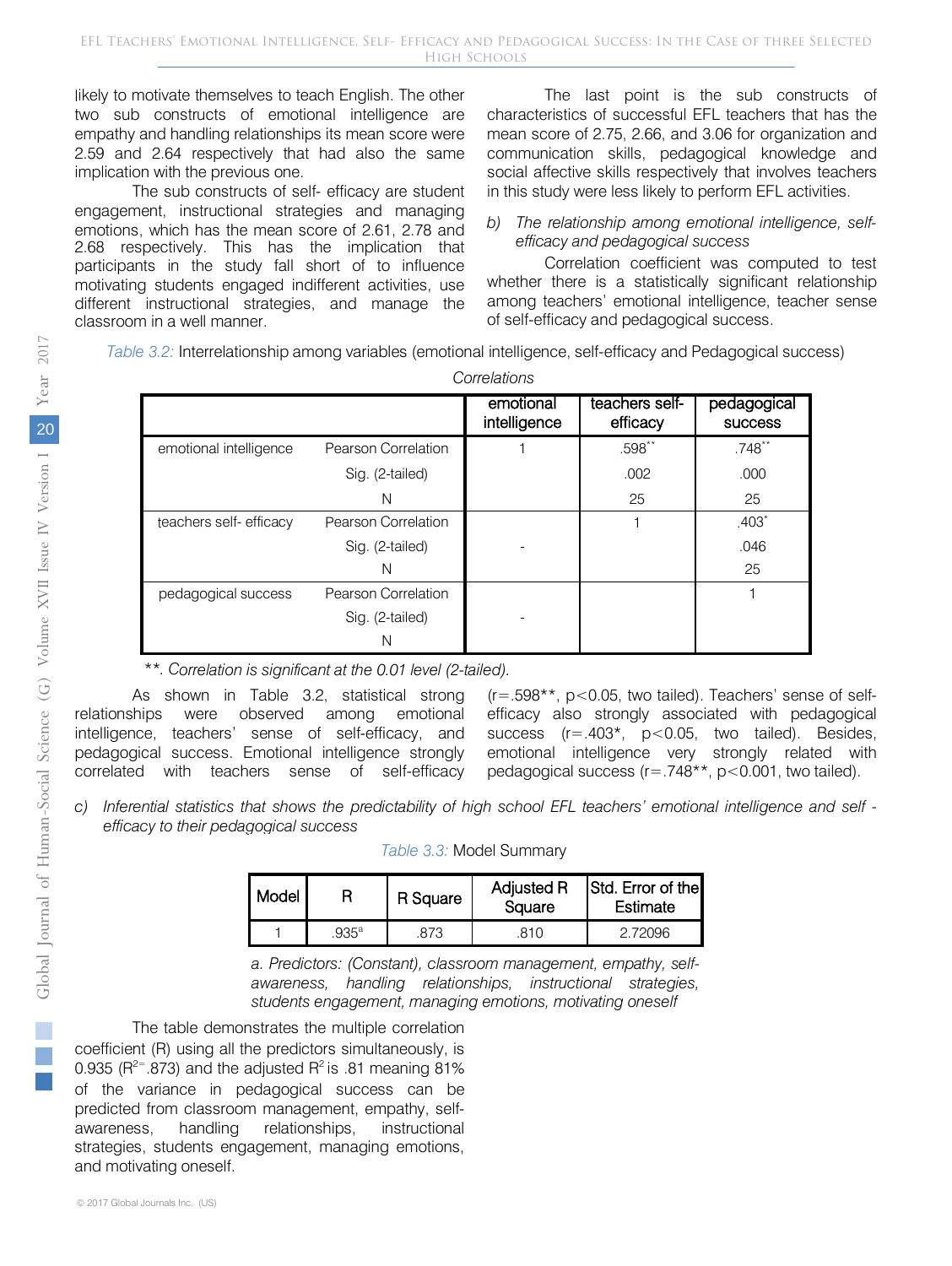likely to motivate themselves to teach English. The other two sub constructs of emotional intelligence are empathy and handling relationships its mean score were 2.59 and 2.64 respectively that had also the same implication with the previous one.

The sub constructs of self- efficacy are student engagement, instructional strategies and managing emotions, which has the mean score of 2.61, 2.78 and 2.68 respectively. This has the implication that participants in the study fall short of to influence motivating students engaged indifferent activities, use different instructional strategies, and manage the classroom in a well manner.

The last point is the sub constructs of characteristics of successful EFL teachers that has the mean score of 2.75, 2.66, and 3.06 for organization and communication skills, pedagogical knowledge and social affective skills respectively that involves teachers in this study were less likely to perform EFL activities.

*b) The relationship among emotional intelligence, self-efficacy and pedagogical success*

Correlation coefficient was computed to test whether there is a statistically significant relationship among teachers' emotional intelligence, teacher sense of self-efficacy and pedagogical success.

*Table 3.2:* Interrelationship among variables (emotional intelligence, self-efficacy and Pedagogical success)

*Correlations*

| | | emotional intelligence | teachers self-efficacy | pedagogical success |
|---|---|---|---|---|
| emotional intelligence | Pearson Correlation | 1 | .598** | .748** |
| | Sig. (2-tailed) | | .002 | .000 |
| | N | | 25 | 25 |
| teachers self- efficacy | Pearson Correlation | | 1 | .403* |
| | Sig. (2-tailed) | - | | .046 |
| | N | | | 25 |
| pedagogical success | Pearson Correlation | | | 1 |
| | Sig. (2-tailed) | - | | |
| | N | | | |

*\*\*. Correlation is significant at the 0.01 level (2-tailed).*

As shown in Table 3.2, statistical strong relationships were observed among emotional intelligence, teachers' sense of self-efficacy, and pedagogical success. Emotional intelligence strongly correlated with teachers sense of self-efficacy ($r=.598^{**}$, $p<0.05$, two tailed). Teachers' sense of self-efficacy also strongly associated with pedagogical success ($r=.403^{*}$, $p<0.05$, two tailed). Besides, emotional intelligence very strongly related with pedagogical success ($r=.748^{**}$, $p<0.001$, two tailed).

*c) Inferential statistics that shows the predictability of high school EFL teachers' emotional intelligence and self -efficacy to their pedagogical success*

*Table 3.3:* Model Summary

| Model | R | R Square | Adjusted R Square | Std. Error of the Estimate |
|---|---|---|---|---|
| 1 | .935[a] | .873 | .810 | 2.72096 |

*a. Predictors: (Constant), classroom management, empathy, self-awareness, handling relationships, instructional strategies, students engagement, managing emotions, motivating oneself*

The table demonstrates the multiple correlation coefficient (R) using all the predictors simultaneously, is 0.935 ($R^2$=.873) and the adjusted $R^2$ is .81 meaning 81% of the variance in pedagogical success can be predicted from classroom management, empathy, self-awareness, handling relationships, instructional strategies, students engagement, managing emotions, and motivating oneself.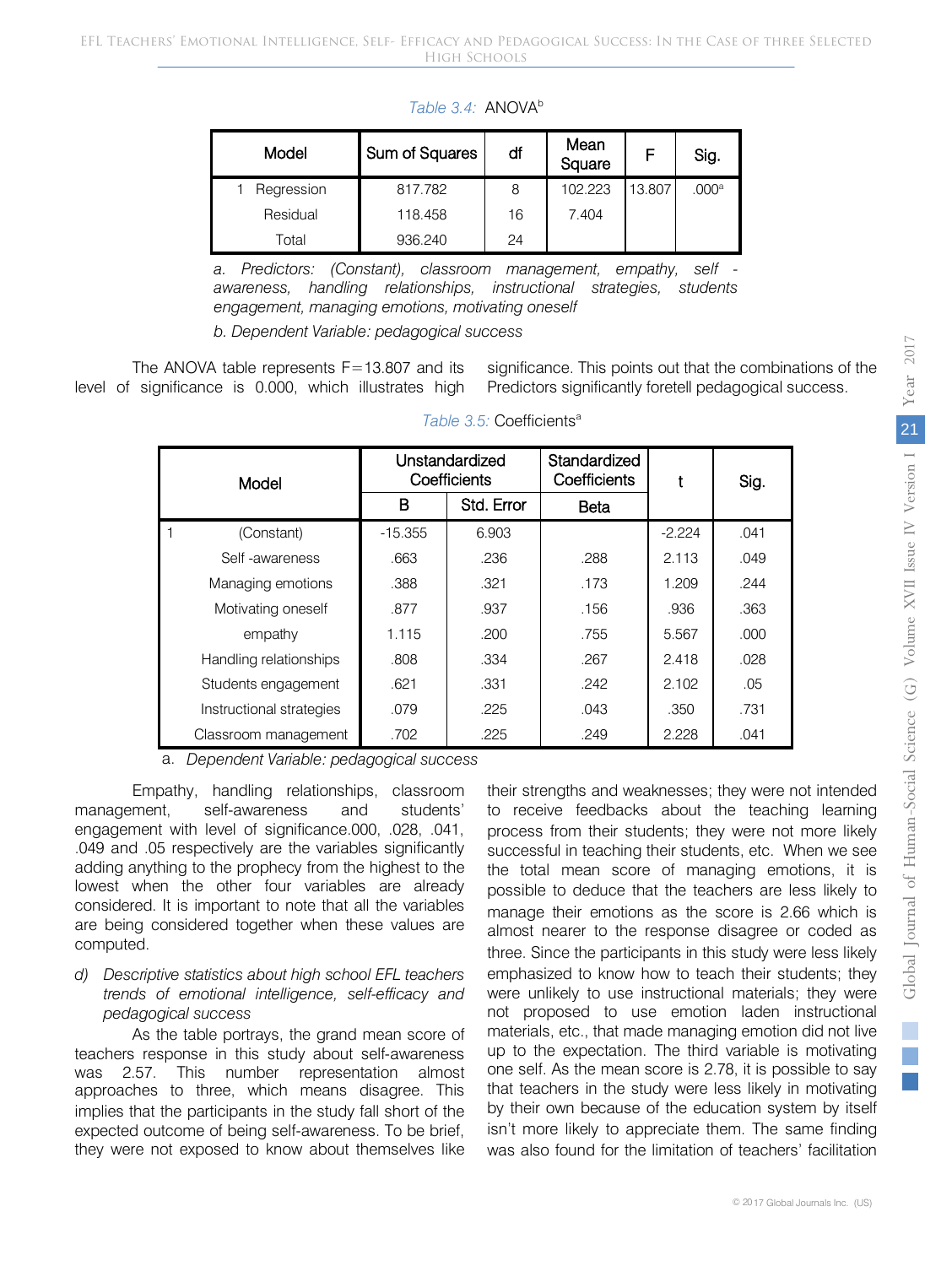*Table 3.4:* ANOVA[b]

| Model | Sum of Squares | df | Mean Square | F | Sig. |
|---|---|---|---|---|---|
| 1 Regression | 817.782 | 8 | 102.223 | 13.807 | .000[a] |
| Residual | 118.458 | 16 | 7.404 | | |
| Total | 936.240 | 24 | | | |

*a. Predictors: (Constant), classroom management, empathy, self - awareness, handling relationships, instructional strategies, students engagement, managing emotions, motivating oneself*

*b. Dependent Variable: pedagogical success*

The ANOVA table represents F=13.807 and its level of significance is 0.000, which illustrates high significance. This points out that the combinations of the Predictors significantly foretell pedagogical success.

*Table 3.5:* Coefficients[a]

| Model | Unstandardized Coefficients | | Standardized Coefficients | t | Sig. |
|---|---|---|---|---|---|
| | B | Std. Error | Beta | | |
| 1 (Constant) | -15.355 | 6.903 | | -2.224 | .041 |
| Self -awareness | .663 | .236 | .288 | 2.113 | .049 |
| Managing emotions | .388 | .321 | .173 | 1.209 | .244 |
| Motivating oneself | .877 | .937 | .156 | .936 | .363 |
| empathy | 1.115 | .200 | .755 | 5.567 | .000 |
| Handling relationships | .808 | .334 | .267 | 2.418 | .028 |
| Students engagement | .621 | .331 | .242 | 2.102 | .05 |
| Instructional strategies | .079 | .225 | .043 | .350 | .731 |
| Classroom management | .702 | .225 | .249 | 2.228 | .041 |

a. *Dependent Variable: pedagogical success*

Empathy, handling relationships, classroom management, self-awareness and students' engagement with level of significance.000, .028, .041, .049 and .05 respectively are the variables significantly adding anything to the prophecy from the highest to the lowest when the other four variables are already considered. It is important to note that all the variables are being considered together when these values are computed.

d) *Descriptive statistics about high school EFL teachers trends of emotional intelligence, self-efficacy and pedagogical success*

As the table portrays, the grand mean score of teachers response in this study about self-awareness was 2.57. This number representation almost approaches to three, which means disagree. This implies that the participants in the study fall short of the expected outcome of being self-awareness. To be brief, they were not exposed to know about themselves like their strengths and weaknesses; they were not intended to receive feedbacks about the teaching learning process from their students; they were not more likely successful in teaching their students, etc. When we see the total mean score of managing emotions, it is possible to deduce that the teachers are less likely to manage their emotions as the score is 2.66 which is almost nearer to the response disagree or coded as three. Since the participants in this study were less likely emphasized to know how to teach their students; they were unlikely to use instructional materials; they were not proposed to use emotion laden instructional materials, etc., that made managing emotion did not live up to the expectation. The third variable is motivating one self. As the mean score is 2.78, it is possible to say that teachers in the study were less likely in motivating by their own because of the education system by itself isn't more likely to appreciate them. The same finding was also found for the limitation of teachers' facilitation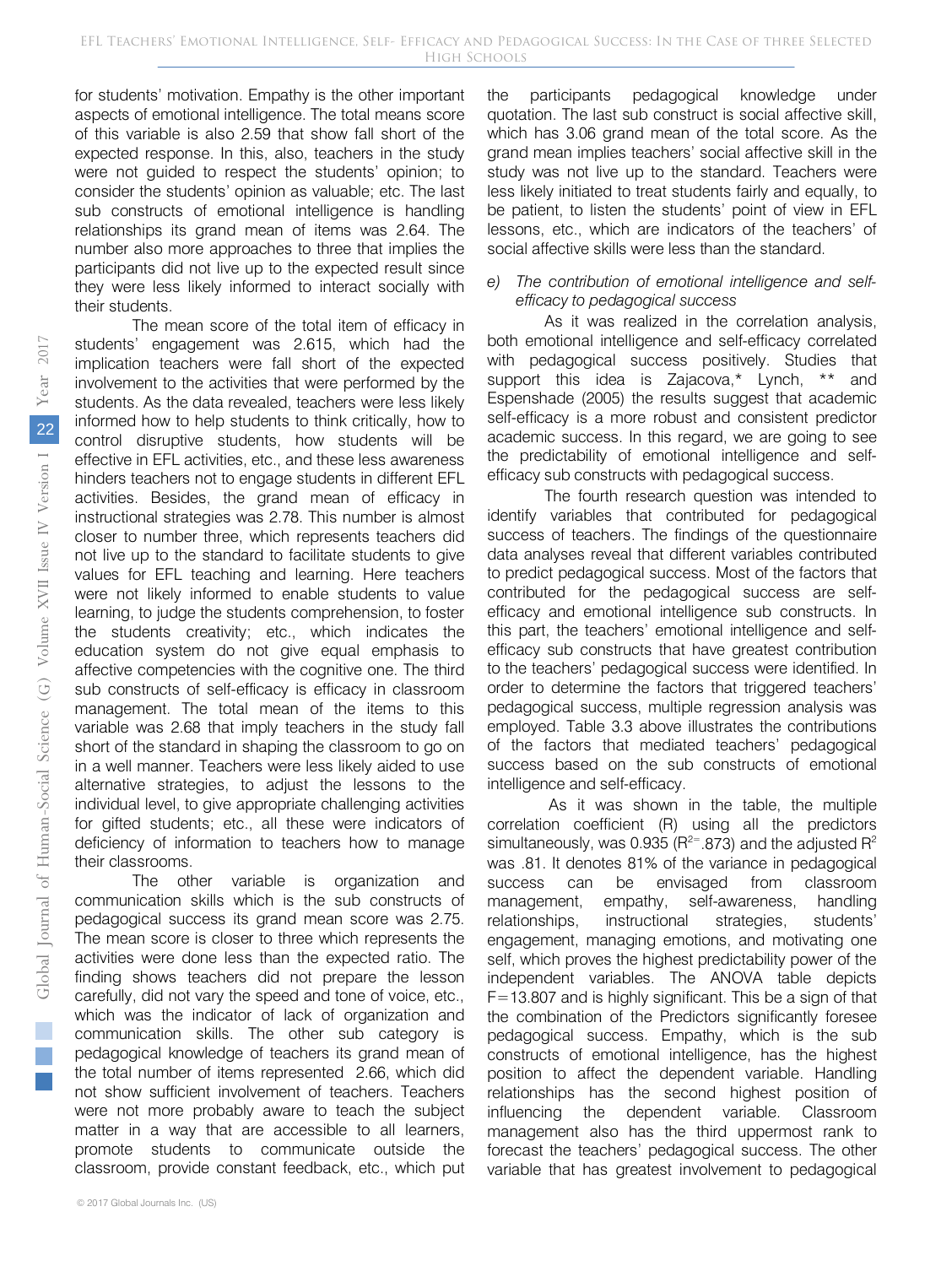for students' motivation. Empathy is the other important aspects of emotional intelligence. The total means score of this variable is also 2.59 that show fall short of the expected response. In this, also, teachers in the study were not guided to respect the students' opinion; to consider the students' opinion as valuable; etc. The last sub constructs of emotional intelligence is handling relationships its grand mean of items was 2.64. The number also more approaches to three that implies the participants did not live up to the expected result since they were less likely informed to interact socially with their students.

The mean score of the total item of efficacy in students' engagement was 2.615, which had the implication teachers were fall short of the expected involvement to the activities that were performed by the students. As the data revealed, teachers were less likely informed how to help students to think critically, how to control disruptive students, how students will be effective in EFL activities, etc., and these less awareness hinders teachers not to engage students in different EFL activities. Besides, the grand mean of efficacy in instructional strategies was 2.78. This number is almost closer to number three, which represents teachers did not live up to the standard to facilitate students to give values for EFL teaching and learning. Here teachers were not likely informed to enable students to value learning, to judge the students comprehension, to foster the students creativity; etc., which indicates the education system do not give equal emphasis to affective competencies with the cognitive one. The third sub constructs of self-efficacy is efficacy in classroom management. The total mean of the items to this variable was 2.68 that imply teachers in the study fall short of the standard in shaping the classroom to go on in a well manner. Teachers were less likely aided to use alternative strategies, to adjust the lessons to the individual level, to give appropriate challenging activities for gifted students; etc., all these were indicators of deficiency of information to teachers how to manage their classrooms.

The other variable is organization and communication skills which is the sub constructs of pedagogical success its grand mean score was 2.75. The mean score is closer to three which represents the activities were done less than the expected ratio. The finding shows teachers did not prepare the lesson carefully, did not vary the speed and tone of voice, etc., which was the indicator of lack of organization and communication skills. The other sub category is pedagogical knowledge of teachers its grand mean of the total number of items represented 2.66, which did not show sufficient involvement of teachers. Teachers were not more probably aware to teach the subject matter in a way that are accessible to all learners, promote students to communicate outside the classroom, provide constant feedback, etc., which put the participants pedagogical knowledge under quotation. The last sub construct is social affective skill, which has 3.06 grand mean of the total score. As the grand mean implies teachers' social affective skill in the study was not live up to the standard. Teachers were less likely initiated to treat students fairly and equally, to be patient, to listen the students' point of view in EFL lessons, etc., which are indicators of the teachers' of social affective skills were less than the standard.

*e) The contribution of emotional intelligence and self-efficacy to pedagogical success*

As it was realized in the correlation analysis, both emotional intelligence and self-efficacy correlated with pedagogical success positively. Studies that support this idea is Zajacova,* Lynch, ** and Espenshade (2005) the results suggest that academic self-efficacy is a more robust and consistent predictor academic success. In this regard, we are going to see the predictability of emotional intelligence and self-efficacy sub constructs with pedagogical success.

The fourth research question was intended to identify variables that contributed for pedagogical success of teachers. The findings of the questionnaire data analyses reveal that different variables contributed to predict pedagogical success. Most of the factors that contributed for the pedagogical success are self-efficacy and emotional intelligence sub constructs. In this part, the teachers' emotional intelligence and self-efficacy sub constructs that have greatest contribution to the teachers' pedagogical success were identified. In order to determine the factors that triggered teachers' pedagogical success, multiple regression analysis was employed. Table 3.3 above illustrates the contributions of the factors that mediated teachers' pedagogical success based on the sub constructs of emotional intelligence and self-efficacy.

As it was shown in the table, the multiple correlation coefficient (R) using all the predictors simultaneously, was 0.935 ($R^2$=.873) and the adjusted $R^2$ was .81. It denotes 81% of the variance in pedagogical success can be envisaged from classroom management, empathy, self-awareness, handling relationships, instructional strategies, students' engagement, managing emotions, and motivating one self, which proves the highest predictability power of the independent variables. The ANOVA table depicts $F=13.807$ and is highly significant. This be a sign of that the combination of the Predictors significantly foresee pedagogical success. Empathy, which is the sub constructs of emotional intelligence, has the highest position to affect the dependent variable. Handling relationships has the second highest position of influencing the dependent variable. Classroom management also has the third uppermost rank to forecast the teachers' pedagogical success. The other variable that has greatest involvement to pedagogical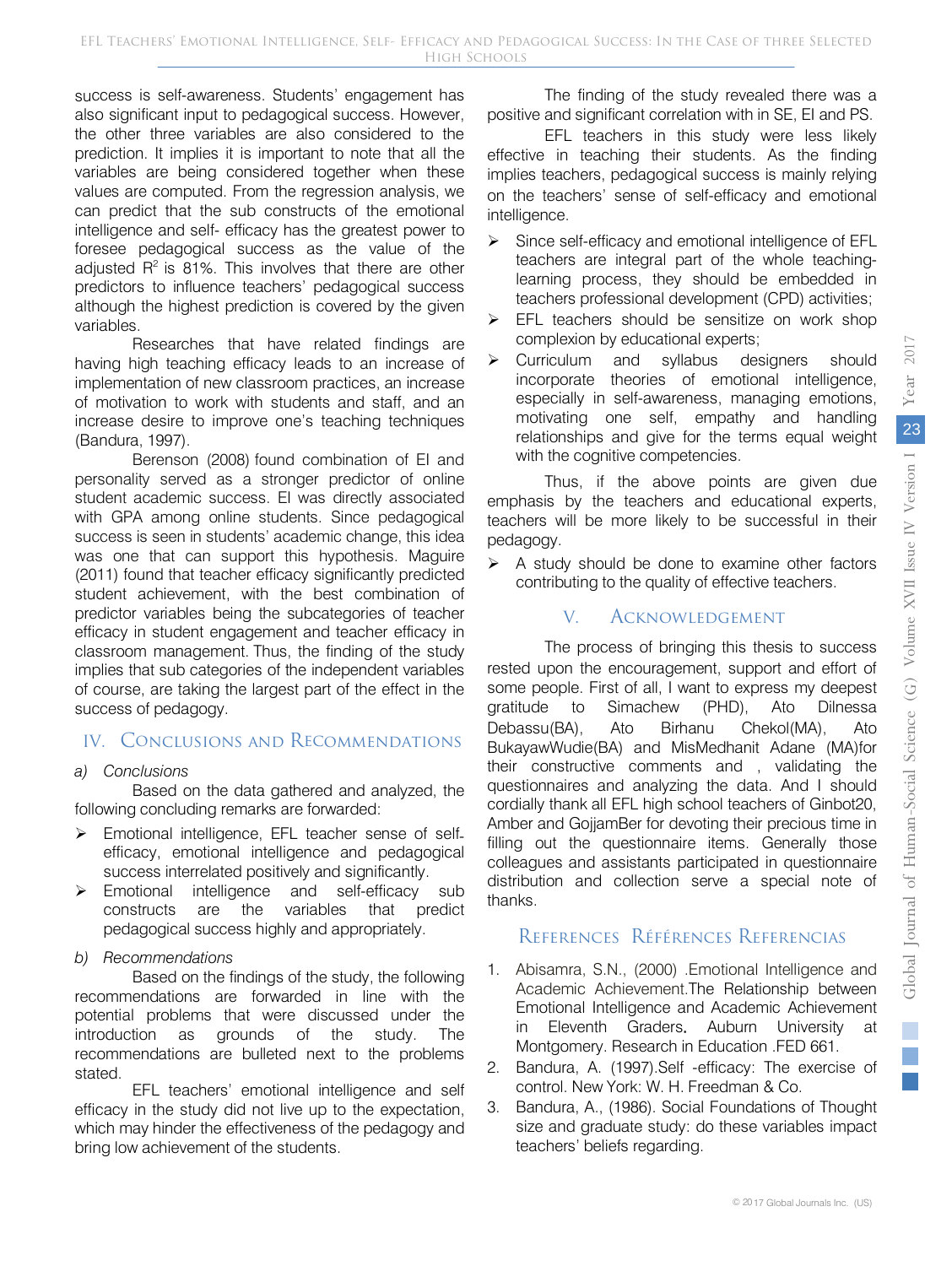success is self-awareness. Students' engagement has also significant input to pedagogical success. However, the other three variables are also considered to the prediction. It implies it is important to note that all the variables are being considered together when these values are computed. From the regression analysis, we can predict that the sub constructs of the emotional intelligence and self- efficacy has the greatest power to foresee pedagogical success as the value of the adjusted $R^2$ is 81%. This involves that there are other predictors to influence teachers' pedagogical success although the highest prediction is covered by the given variables.

Researches that have related findings are having high teaching efficacy leads to an increase of implementation of new classroom practices, an increase of motivation to work with students and staff, and an increase desire to improve one's teaching techniques (Bandura, 1997).

Berenson (2008) found combination of EI and personality served as a stronger predictor of online student academic success. EI was directly associated with GPA among online students. Since pedagogical success is seen in students' academic change, this idea was one that can support this hypothesis. Maguire (2011) found that teacher efficacy significantly predicted student achievement, with the best combination of predictor variables being the subcategories of teacher efficacy in student engagement and teacher efficacy in classroom management. Thus, the finding of the study implies that sub categories of the independent variables of course, are taking the largest part of the effect in the success of pedagogy.

## IV. Conclusions and Recommendations

*a) Conclusions*

Based on the data gathered and analyzed, the following concluding remarks are forwarded:

- Emotional intelligence, EFL teacher sense of self-efficacy, emotional intelligence and pedagogical success interrelated positively and significantly.
- Emotional intelligence and self-efficacy sub constructs are the variables that predict pedagogical success highly and appropriately.

*b) Recommendations*

Based on the findings of the study, the following recommendations are forwarded in line with the potential problems that were discussed under the introduction as grounds of the study. The recommendations are bulleted next to the problems stated.

EFL teachers' emotional intelligence and self efficacy in the study did not live up to the expectation, which may hinder the effectiveness of the pedagogy and bring low achievement of the students.

The finding of the study revealed there was a positive and significant correlation with in SE, EI and PS.

EFL teachers in this study were less likely effective in teaching their students. As the finding implies teachers, pedagogical success is mainly relying on the teachers' sense of self-efficacy and emotional intelligence.

- Since self-efficacy and emotional intelligence of EFL teachers are integral part of the whole teaching-learning process, they should be embedded in teachers professional development (CPD) activities;
- EFL teachers should be sensitize on work shop complexion by educational experts;
- Curriculum and syllabus designers should incorporate theories of emotional intelligence, especially in self-awareness, managing emotions, motivating one self, empathy and handling relationships and give for the terms equal weight with the cognitive competencies.

Thus, if the above points are given due emphasis by the teachers and educational experts, teachers will be more likely to be successful in their pedagogy.

- A study should be done to examine other factors contributing to the quality of effective teachers.

## V. Acknowledgement

The process of bringing this thesis to success rested upon the encouragement, support and effort of some people. First of all, I want to express my deepest gratitude to Simachew (PHD), Ato Dilnessa Debassu(BA), Ato Birhanu Chekol(MA), Ato BukayawWudie(BA) and MisMedhanit Adane (MA)for their constructive comments and , validating the questionnaires and analyzing the data. And I should cordially thank all EFL high school teachers of Ginbot20, Amber and GojjamBer for devoting their precious time in filling out the questionnaire items. Generally those colleagues and assistants participated in questionnaire distribution and collection serve a special note of thanks.

## References Références Referencias

1. Abisamra, S.N., (2000) .Emotional Intelligence and Academic Achievement.The Relationship between Emotional Intelligence and Academic Achievement in Eleventh Graders. Auburn University at Montgomery. Research in Education .FED 661.
2. Bandura, A. (1997).Self -efficacy: The exercise of control. New York: W. H. Freedman & Co.
3. Bandura, A., (1986). Social Foundations of Thought size and graduate study: do these variables impact teachers' beliefs regarding.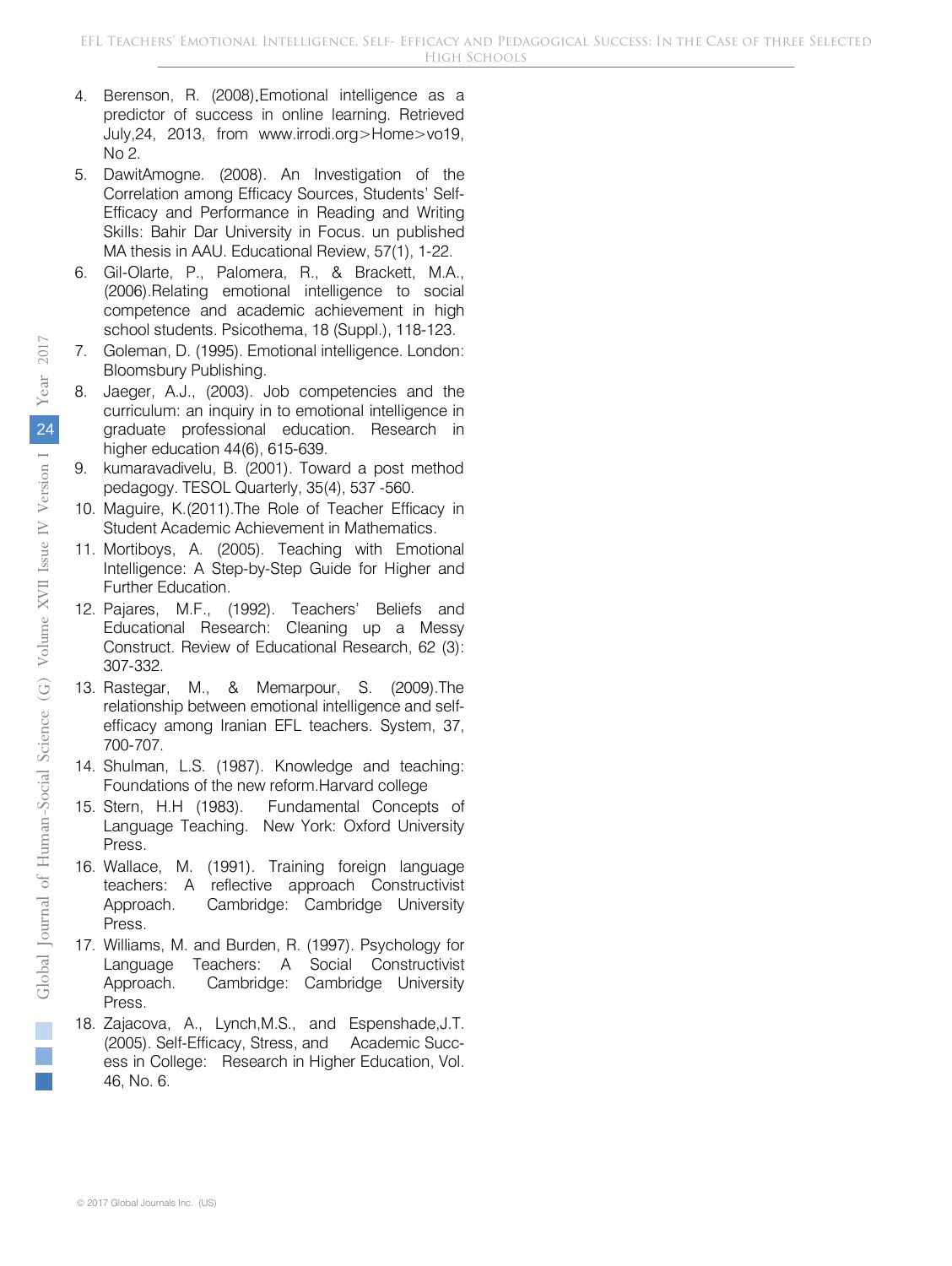4. Berenson, R. (2008),Emotional intelligence as a predictor of success in online learning. Retrieved July,24, 2013, from www.irrodi.org>Home>vo19, No 2.
5. DawitAmogne. (2008). An Investigation of the Correlation among Efficacy Sources, Students' Self-Efficacy and Performance in Reading and Writing Skills: Bahir Dar University in Focus. un published MA thesis in AAU. Educational Review, 57(1), 1-22.
6. Gil-Olarte, P., Palomera, R., & Brackett, M.A., (2006).Relating emotional intelligence to social competence and academic achievement in high school students. Psicothema, 18 (Suppl.), 118-123.
7. Goleman, D. (1995). Emotional intelligence. London: Bloomsbury Publishing.
8. Jaeger, A.J., (2003). Job competencies and the curriculum: an inquiry in to emotional intelligence in graduate professional education. Research in higher education 44(6), 615-639.
9. kumaravadivelu, B. (2001). Toward a post method pedagogy. TESOL Quarterly, 35(4), 537 -560.
10. Maguire, K.(2011).The Role of Teacher Efficacy in Student Academic Achievement in Mathematics.
11. Mortiboys, A. (2005). Teaching with Emotional Intelligence: A Step-by-Step Guide for Higher and Further Education.
12. Pajares, M.F., (1992). Teachers' Beliefs and Educational Research: Cleaning up a Messy Construct. Review of Educational Research, 62 (3): 307-332.
13. Rastegar, M., & Memarpour, S. (2009).The relationship between emotional intelligence and self-efficacy among Iranian EFL teachers. System, 37, 700-707.
14. Shulman, L.S. (1987). Knowledge and teaching: Foundations of the new reform.Harvard college
15. Stern, H.H (1983). Fundamental Concepts of Language Teaching. New York: Oxford University Press.
16. Wallace, M. (1991). Training foreign language teachers: A reflective approach Constructivist Approach. Cambridge: Cambridge University Press.
17. Williams, M. and Burden, R. (1997). Psychology for Language Teachers: A Social Constructivist Approach. Cambridge: Cambridge University Press.
18. Zajacova, A., Lynch,M.S., and Espenshade,J.T. (2005). Self-Efficacy, Stress, and Academic Success in College: Research in Higher Education, Vol. 46, No. 6.